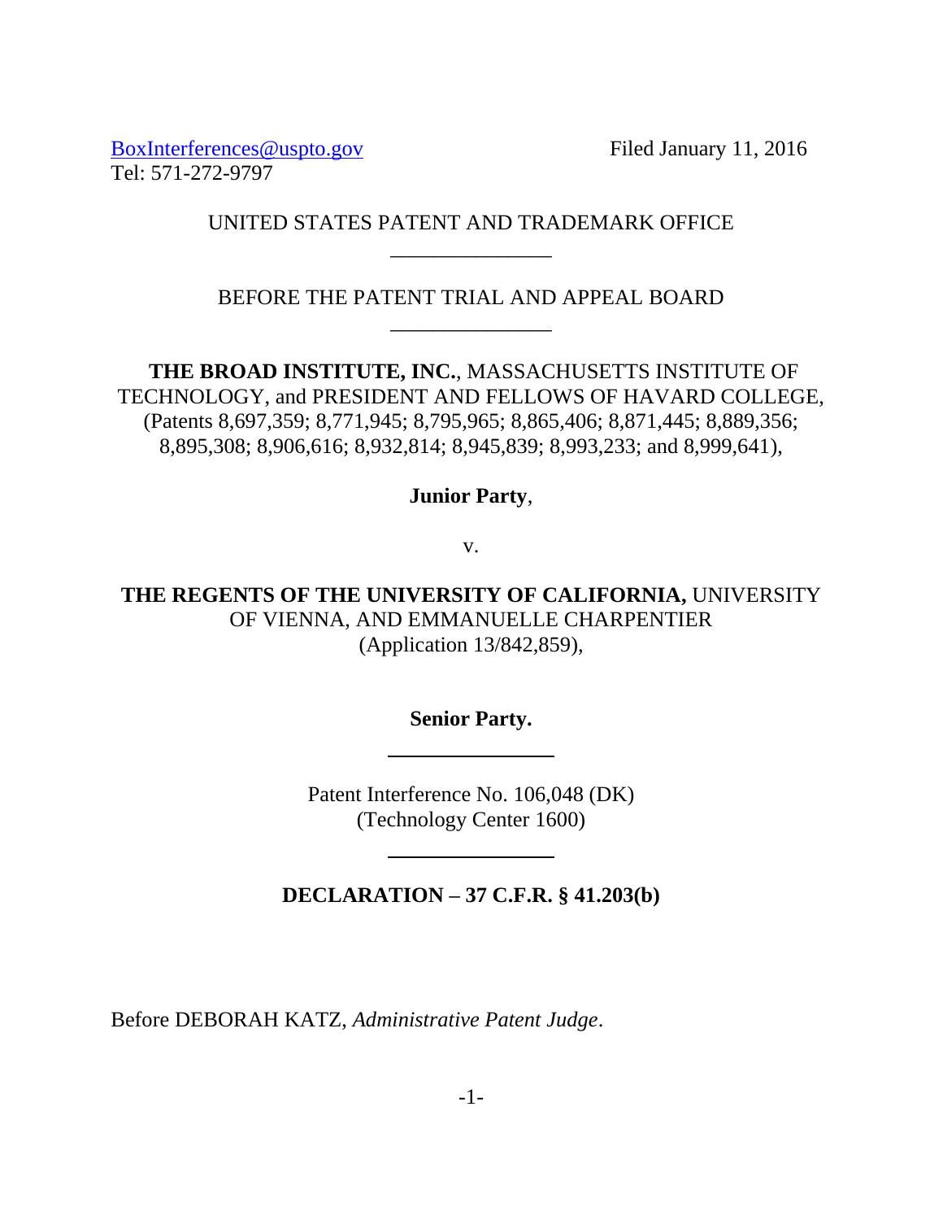BoxInterferences@uspto.gov
Tel: 571-272-9797

Filed January 11, 2016

UNITED STATES PATENT AND TRADEMARK OFFICE

---

BEFORE THE PATENT TRIAL AND APPEAL BOARD

---

**THE BROAD INSTITUTE, INC.**, MASSACHUSETTS INSTITUTE OF TECHNOLOGY, and PRESIDENT AND FELLOWS OF HAVARD COLLEGE, (Patents 8,697,359; 8,771,945; 8,795,965; 8,865,406; 8,871,445; 8,889,356; 8,895,308; 8,906,616; 8,932,814; 8,945,839; 8,993,233; and 8,999,641),

**Junior Party**,

v.

**THE REGENTS OF THE UNIVERSITY OF CALIFORNIA,** UNIVERSITY OF VIENNA, AND EMMANUELLE CHARPENTIER (Application 13/842,859),

**Senior Party.**

---

Patent Interference No. 106,048 (DK)
(Technology Center 1600)

---

**DECLARATION – 37 C.F.R. § 41.203(b)**

Before DEBORAH KATZ, *Administrative Patent Judge*.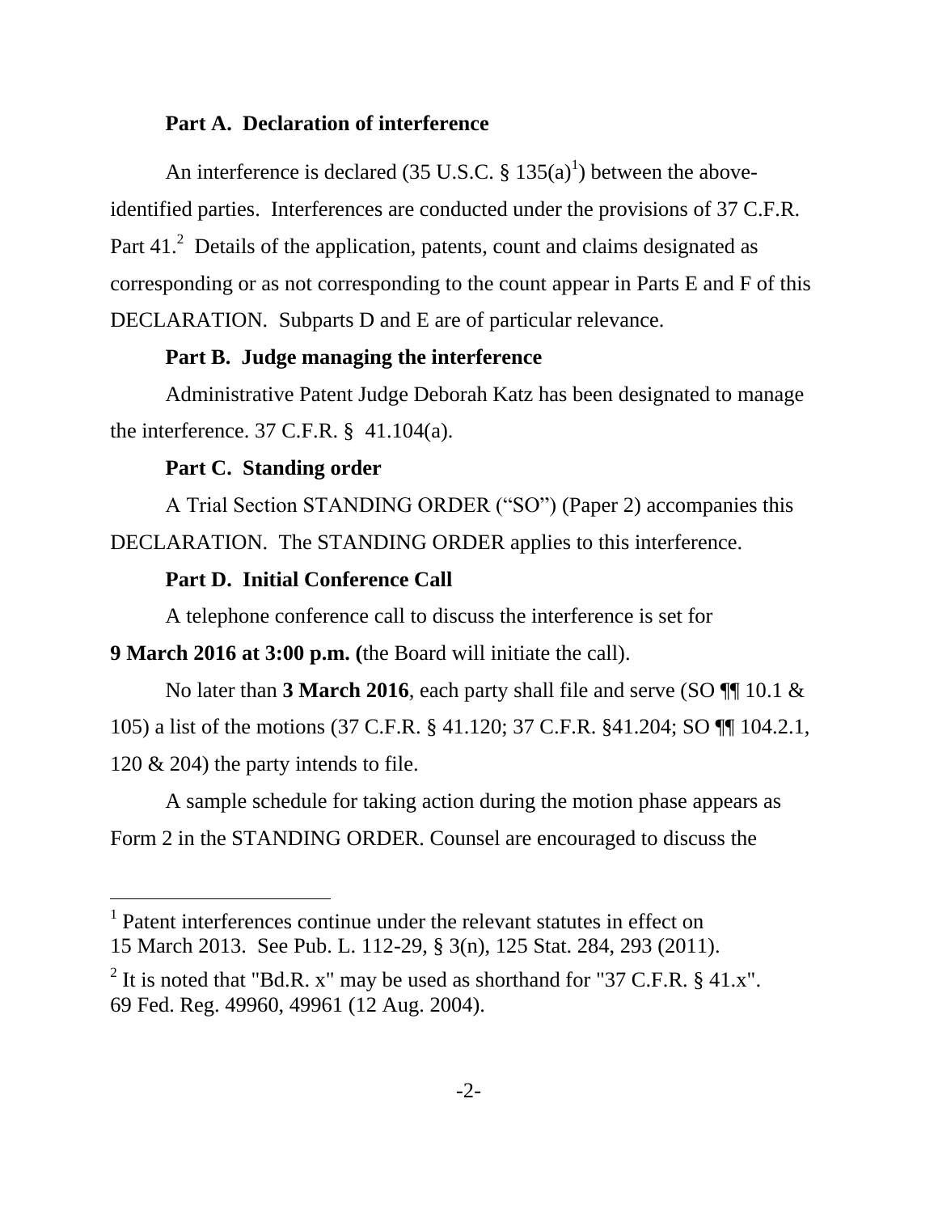**Part A. Declaration of interference**

An interference is declared (35 U.S.C. § 135(a)[1]) between the above-identified parties. Interferences are conducted under the provisions of 37 C.F.R. Part 41.[2] Details of the application, patents, count and claims designated as corresponding or as not corresponding to the count appear in Parts E and F of this DECLARATION. Subparts D and E are of particular relevance.

**Part B. Judge managing the interference**

Administrative Patent Judge Deborah Katz has been designated to manage the interference. 37 C.F.R. § 41.104(a).

**Part C. Standing order**

A Trial Section STANDING ORDER ("SO") (Paper 2) accompanies this DECLARATION. The STANDING ORDER applies to this interference.

**Part D. Initial Conference Call**

A telephone conference call to discuss the interference is set for **9 March 2016 at 3:00 p.m. (**the Board will initiate the call).

No later than **3 March 2016**, each party shall file and serve (SO ¶¶ 10.1 & 105) a list of the motions (37 C.F.R. § 41.120; 37 C.F.R. §41.204; SO ¶¶ 104.2.1, 120 & 204) the party intends to file.

A sample schedule for taking action during the motion phase appears as Form 2 in the STANDING ORDER. Counsel are encouraged to discuss the

---

[1] Patent interferences continue under the relevant statutes in effect on 15 March 2013. See Pub. L. 112-29, § 3(n), 125 Stat. 284, 293 (2011).

[2] It is noted that "Bd.R. x" may be used as shorthand for "37 C.F.R. § 41.x". 69 Fed. Reg. 49960, 49961 (12 Aug. 2004).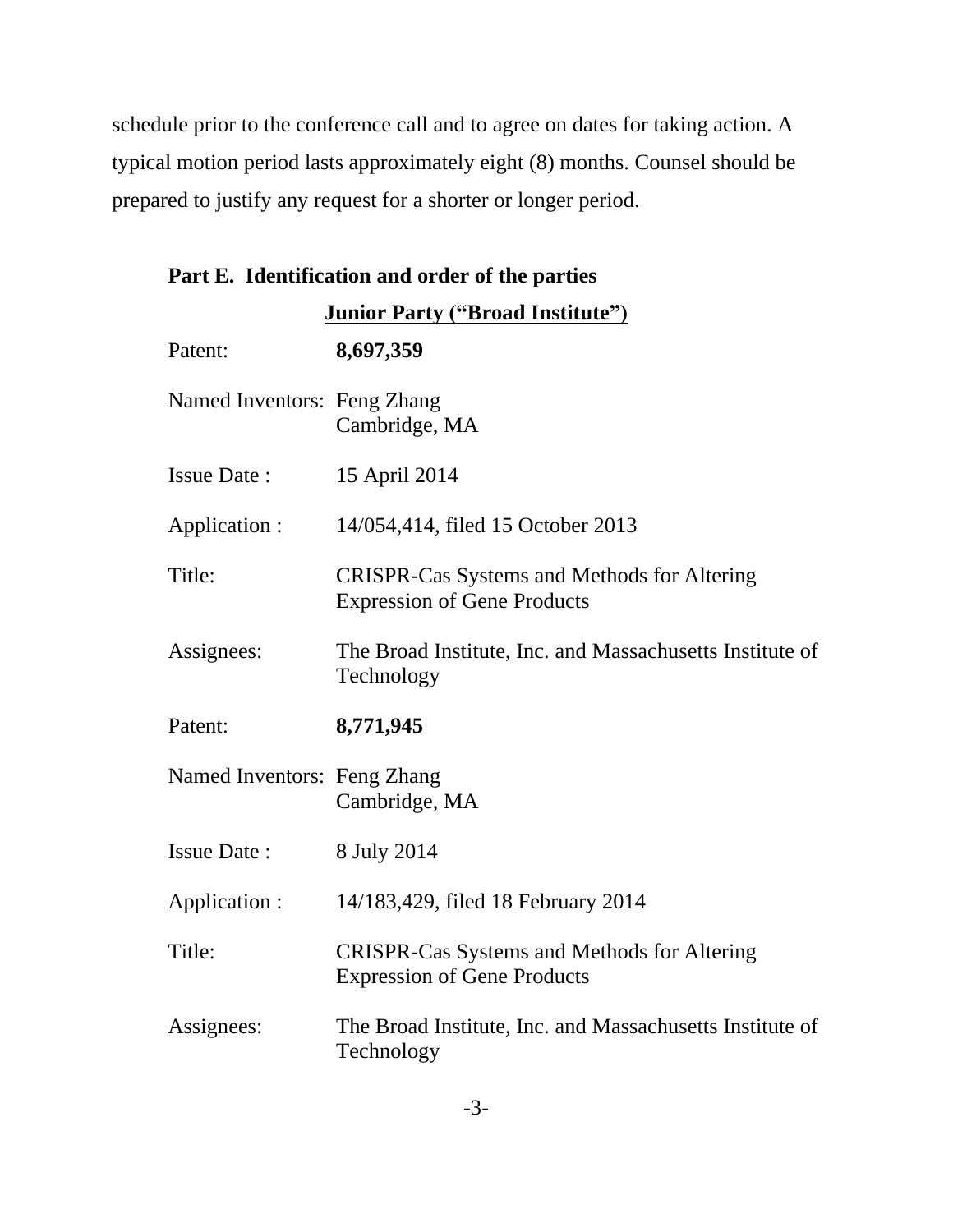schedule prior to the conference call and to agree on dates for taking action. A typical motion period lasts approximately eight (8) months. Counsel should be prepared to justify any request for a shorter or longer period.

**Part E. Identification and order of the parties**

**<u>Junior Party ("Broad Institute")</u>**

Patent: **8,697,359**

Named Inventors: Feng Zhang
Cambridge, MA

Issue Date : 15 April 2014

Application : 14/054,414, filed 15 October 2013

Title: CRISPR-Cas Systems and Methods for Altering Expression of Gene Products

Assignees: The Broad Institute, Inc. and Massachusetts Institute of Technology

Patent: **8,771,945**

Named Inventors: Feng Zhang
Cambridge, MA

Issue Date : 8 July 2014

Application : 14/183,429, filed 18 February 2014

Title: CRISPR-Cas Systems and Methods for Altering Expression of Gene Products

Assignees: The Broad Institute, Inc. and Massachusetts Institute of Technology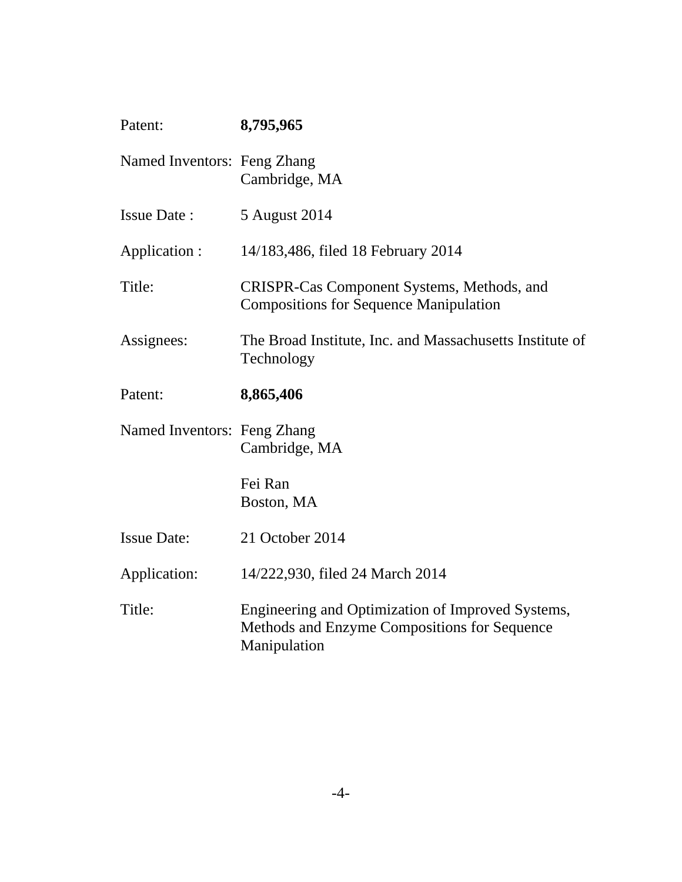Patent: **8,795,965**

Named Inventors: Feng Zhang
Cambridge, MA

Issue Date : 5 August 2014

Application : 14/183,486, filed 18 February 2014

Title: CRISPR-Cas Component Systems, Methods, and Compositions for Sequence Manipulation

Assignees: The Broad Institute, Inc. and Massachusetts Institute of Technology

Patent: **8,865,406**

Named Inventors: Feng Zhang
Cambridge, MA

Fei Ran
Boston, MA

Issue Date: 21 October 2014

Application: 14/222,930, filed 24 March 2014

Title: Engineering and Optimization of Improved Systems, Methods and Enzyme Compositions for Sequence Manipulation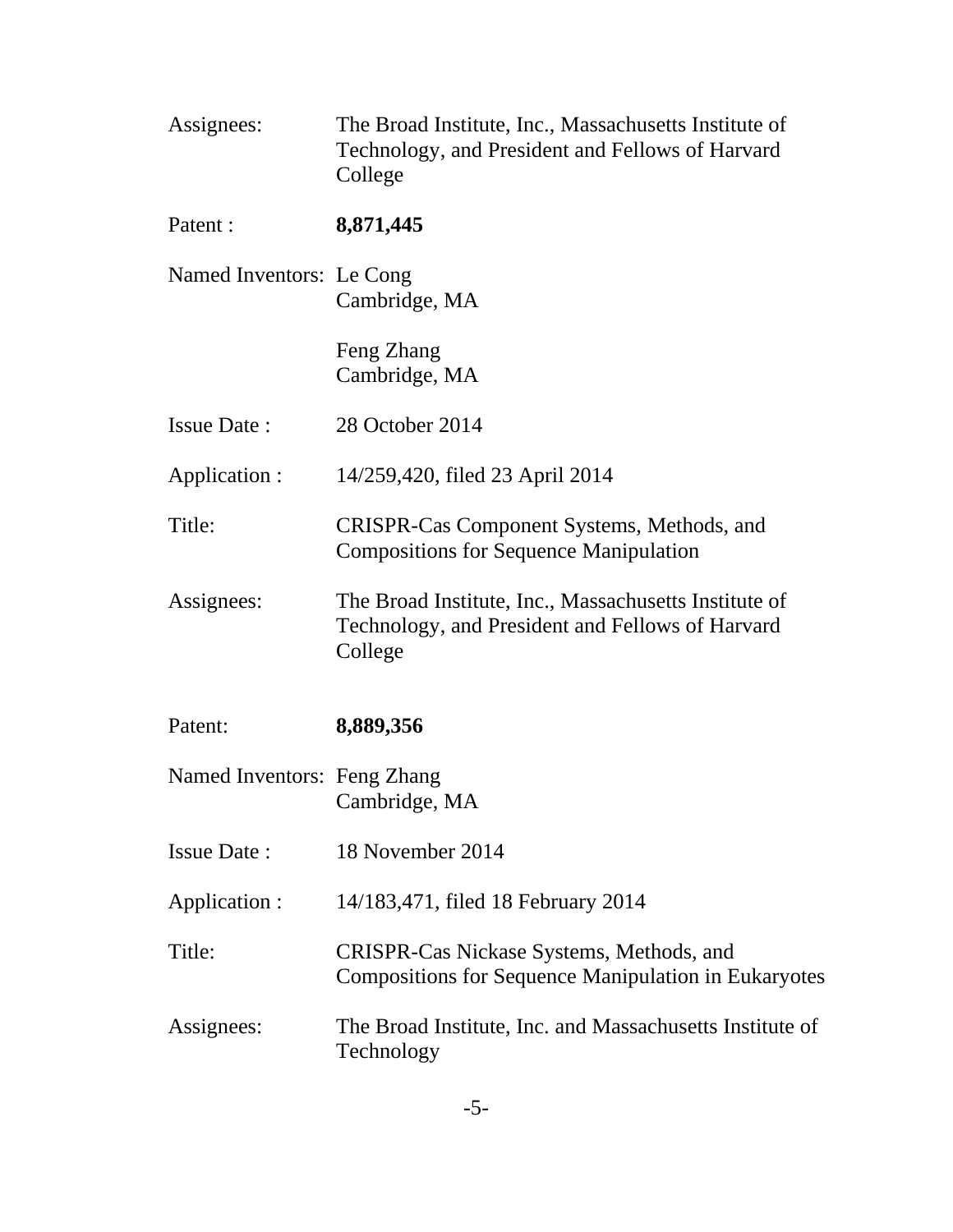Assignees: The Broad Institute, Inc., Massachusetts Institute of Technology, and President and Fellows of Harvard College

Patent : **8,871,445**

Named Inventors: Le Cong
Cambridge, MA

Feng Zhang
Cambridge, MA

Issue Date : 28 October 2014

Application : 14/259,420, filed 23 April 2014

Title: CRISPR-Cas Component Systems, Methods, and Compositions for Sequence Manipulation

Assignees: The Broad Institute, Inc., Massachusetts Institute of Technology, and President and Fellows of Harvard College

Patent: **8,889,356**

Named Inventors: Feng Zhang
Cambridge, MA

Issue Date : 18 November 2014

Application : 14/183,471, filed 18 February 2014

Title: CRISPR-Cas Nickase Systems, Methods, and Compositions for Sequence Manipulation in Eukaryotes

Assignees: The Broad Institute, Inc. and Massachusetts Institute of Technology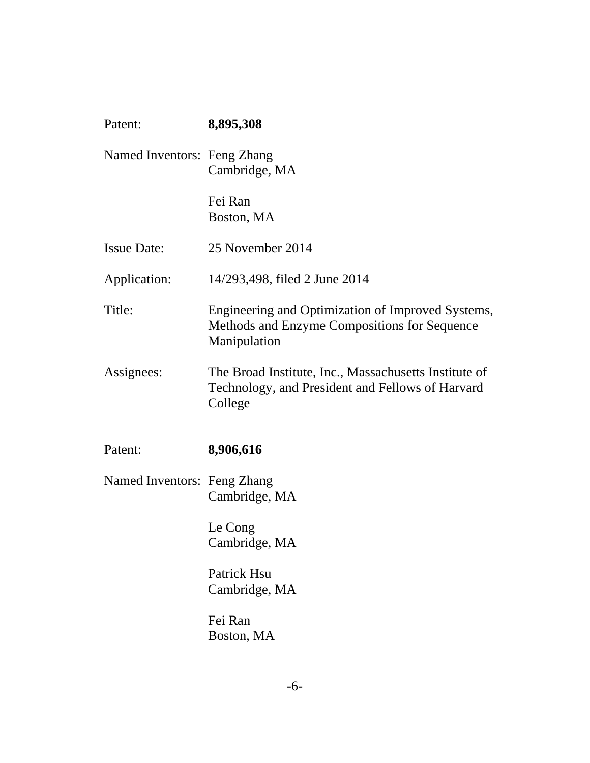Patent: **8,895,308**

Named Inventors: Feng Zhang
Cambridge, MA

Fei Ran
Boston, MA

Issue Date: 25 November 2014

Application: 14/293,498, filed 2 June 2014

Title: Engineering and Optimization of Improved Systems, Methods and Enzyme Compositions for Sequence Manipulation

Assignees: The Broad Institute, Inc., Massachusetts Institute of Technology, and President and Fellows of Harvard College

Patent: **8,906,616**

Named Inventors: Feng Zhang
Cambridge, MA

Le Cong
Cambridge, MA

Patrick Hsu
Cambridge, MA

Fei Ran
Boston, MA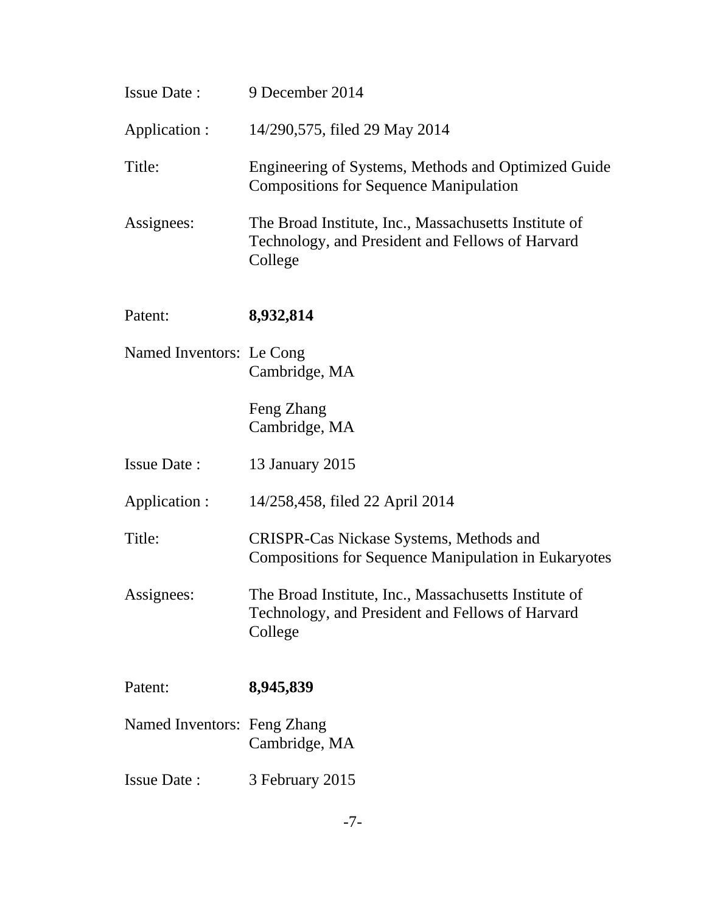Issue Date : 9 December 2014

Application : 14/290,575, filed 29 May 2014

Title: Engineering of Systems, Methods and Optimized Guide Compositions for Sequence Manipulation

Assignees: The Broad Institute, Inc., Massachusetts Institute of Technology, and President and Fellows of Harvard College

Patent: **8,932,814**

Named Inventors: Le Cong
Cambridge, MA

Feng Zhang
Cambridge, MA

Issue Date : 13 January 2015

Application : 14/258,458, filed 22 April 2014

Title: CRISPR-Cas Nickase Systems, Methods and Compositions for Sequence Manipulation in Eukaryotes

Assignees: The Broad Institute, Inc., Massachusetts Institute of Technology, and President and Fellows of Harvard College

Patent: **8,945,839**

Named Inventors: Feng Zhang
Cambridge, MA

Issue Date : 3 February 2015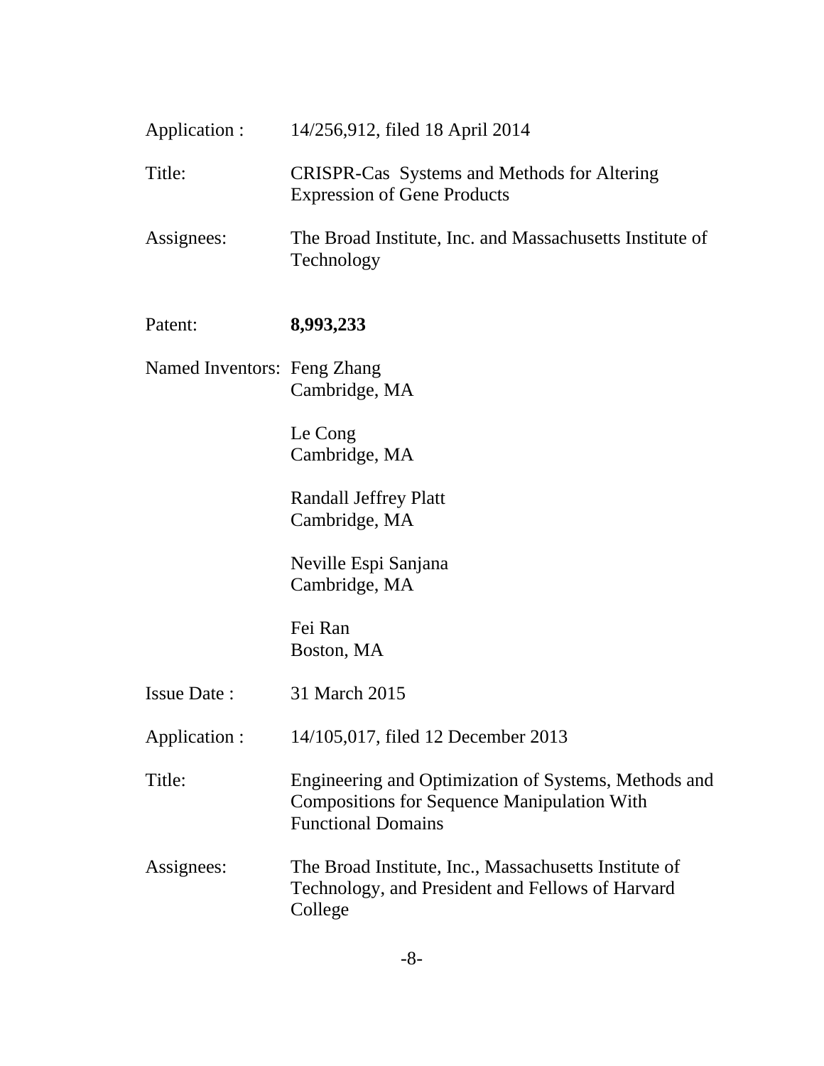Application : 14/256,912, filed 18 April 2014

Title: CRISPR-Cas Systems and Methods for Altering Expression of Gene Products

Assignees: The Broad Institute, Inc. and Massachusetts Institute of Technology

Patent: **8,993,233**

Named Inventors: Feng Zhang
Cambridge, MA

Le Cong
Cambridge, MA

Randall Jeffrey Platt
Cambridge, MA

Neville Espi Sanjana
Cambridge, MA

Fei Ran
Boston, MA

Issue Date : 31 March 2015

Application : 14/105,017, filed 12 December 2013

Title: Engineering and Optimization of Systems, Methods and Compositions for Sequence Manipulation With Functional Domains

Assignees: The Broad Institute, Inc., Massachusetts Institute of Technology, and President and Fellows of Harvard College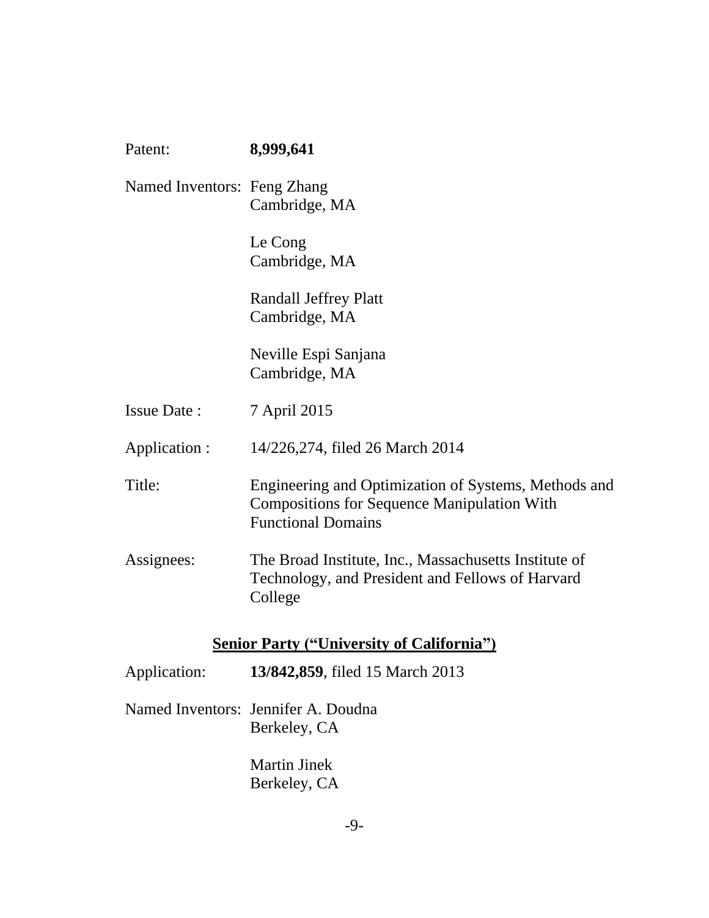Patent: **8,999,641**

Named Inventors: Feng Zhang
Cambridge, MA

Le Cong
Cambridge, MA

Randall Jeffrey Platt
Cambridge, MA

Neville Espi Sanjana
Cambridge, MA

Issue Date : 7 April 2015

Application : 14/226,274, filed 26 March 2014

Title: Engineering and Optimization of Systems, Methods and Compositions for Sequence Manipulation With Functional Domains

Assignees: The Broad Institute, Inc., Massachusetts Institute of Technology, and President and Fellows of Harvard College

## Senior Party ("University of California")

Application: **13/842,859**, filed 15 March 2013

Named Inventors: Jennifer A. Doudna
Berkeley, CA

Martin Jinek
Berkeley, CA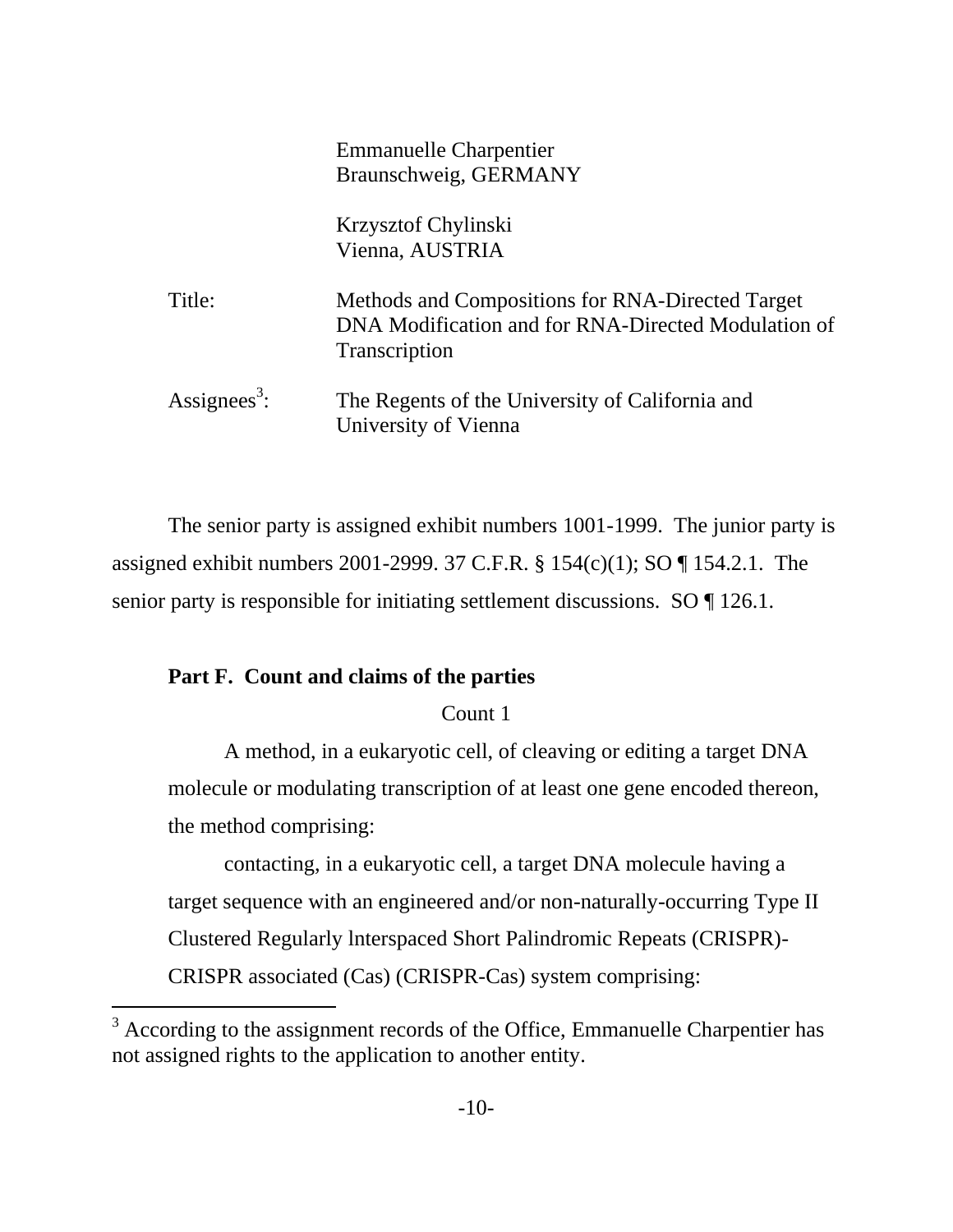Emmanuelle Charpentier
Braunschweig, GERMANY

Krzysztof Chylinski
Vienna, AUSTRIA

Title: Methods and Compositions for RNA-Directed Target DNA Modification and for RNA-Directed Modulation of Transcription

Assignees[3]: The Regents of the University of California and University of Vienna

The senior party is assigned exhibit numbers 1001-1999. The junior party is assigned exhibit numbers 2001-2999. 37 C.F.R. § 154(c)(1); SO ¶ 154.2.1. The senior party is responsible for initiating settlement discussions. SO ¶ 126.1.

**Part F. Count and claims of the parties**

Count 1

A method, in a eukaryotic cell, of cleaving or editing a target DNA molecule or modulating transcription of at least one gene encoded thereon, the method comprising:

contacting, in a eukaryotic cell, a target DNA molecule having a target sequence with an engineered and/or non-naturally-occurring Type II Clustered Regularly lnterspaced Short Palindromic Repeats (CRISPR)-CRISPR associated (Cas) (CRISPR-Cas) system comprising:

[3] According to the assignment records of the Office, Emmanuelle Charpentier has not assigned rights to the application to another entity.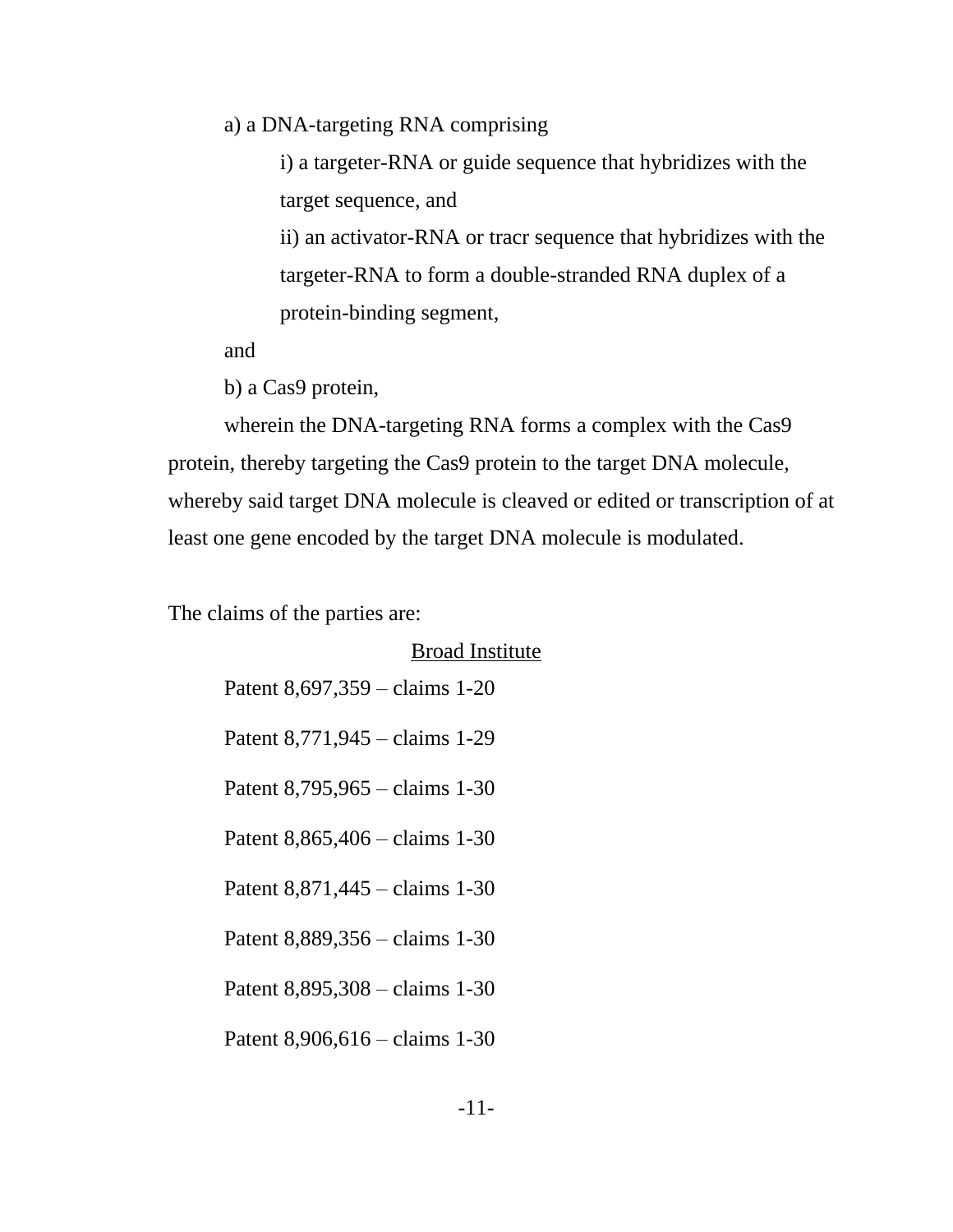a) a DNA-targeting RNA comprising

i) a targeter-RNA or guide sequence that hybridizes with the target sequence, and

ii) an activator-RNA or tracr sequence that hybridizes with the targeter-RNA to form a double-stranded RNA duplex of a protein-binding segment,

and

b) a Cas9 protein,

wherein the DNA-targeting RNA forms a complex with the Cas9 protein, thereby targeting the Cas9 protein to the target DNA molecule, whereby said target DNA molecule is cleaved or edited or transcription of at least one gene encoded by the target DNA molecule is modulated.

The claims of the parties are:

Broad Institute

Patent 8,697,359 – claims 1-20

Patent 8,771,945 – claims 1-29

Patent 8,795,965 – claims 1-30

Patent 8,865,406 – claims 1-30

Patent 8,871,445 – claims 1-30

Patent 8,889,356 – claims 1-30

Patent 8,895,308 – claims 1-30

Patent 8,906,616 – claims 1-30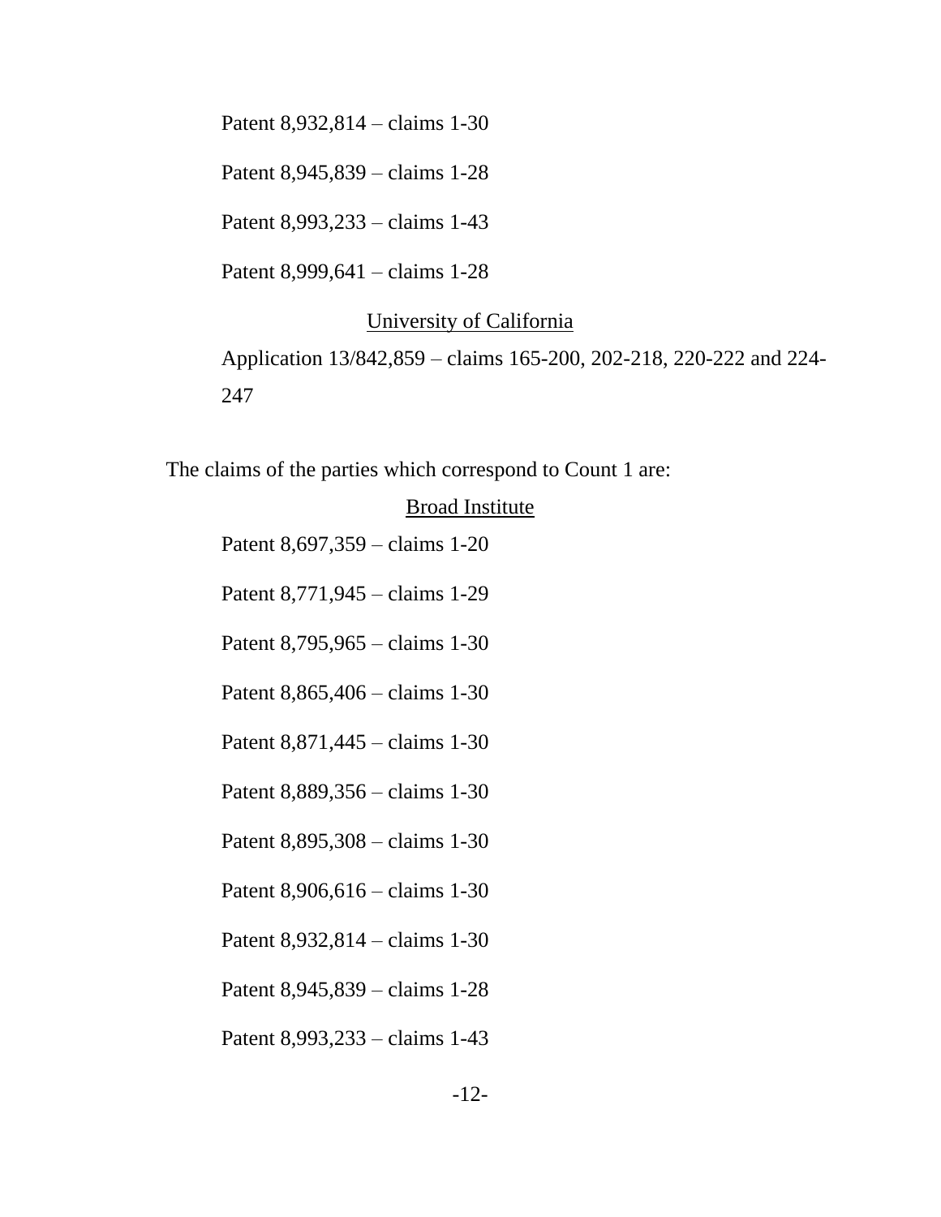Patent 8,932,814 – claims 1-30

Patent 8,945,839 – claims 1-28

Patent 8,993,233 – claims 1-43

Patent 8,999,641 – claims 1-28

University of California

Application 13/842,859 – claims 165-200, 202-218, 220-222 and 224-247

The claims of the parties which correspond to Count 1 are:

Broad Institute

Patent 8,697,359 – claims 1-20

Patent 8,771,945 – claims 1-29

Patent 8,795,965 – claims 1-30

Patent 8,865,406 – claims 1-30

Patent 8,871,445 – claims 1-30

Patent 8,889,356 – claims 1-30

Patent 8,895,308 – claims 1-30

Patent 8,906,616 – claims 1-30

Patent 8,932,814 – claims 1-30

Patent 8,945,839 – claims 1-28

Patent 8,993,233 – claims 1-43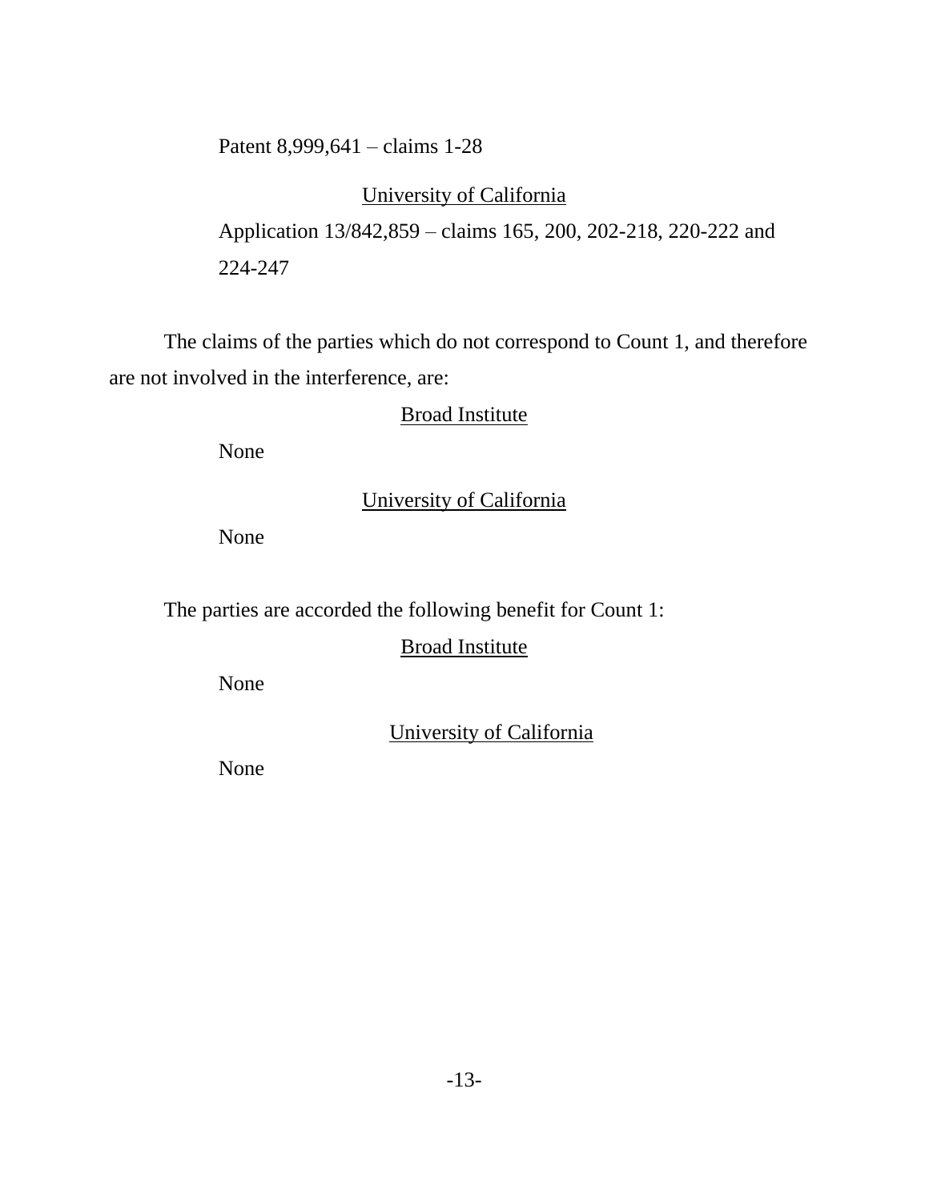Patent 8,999,641 – claims 1-28

University of California

Application 13/842,859 – claims 165, 200, 202-218, 220-222 and 224-247

The claims of the parties which do not correspond to Count 1, and therefore are not involved in the interference, are:

Broad Institute

None

University of California

None

The parties are accorded the following benefit for Count 1:

Broad Institute

None

University of California

None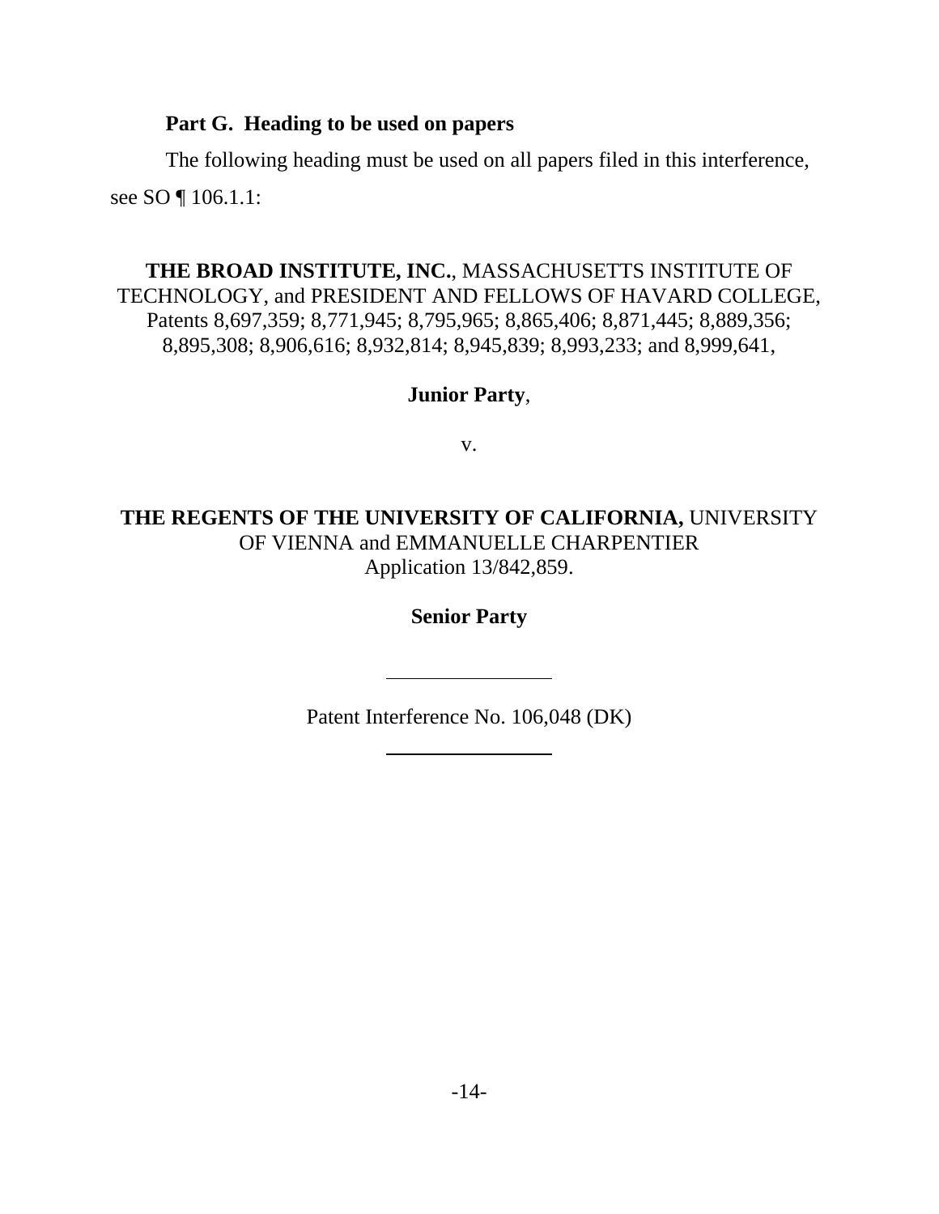**Part G. Heading to be used on papers**

The following heading must be used on all papers filed in this interference, see SO ¶ 106.1.1:

**THE BROAD INSTITUTE, INC.**, MASSACHUSETTS INSTITUTE OF TECHNOLOGY, and PRESIDENT AND FELLOWS OF HAVARD COLLEGE, Patents 8,697,359; 8,771,945; 8,795,965; 8,865,406; 8,871,445; 8,889,356; 8,895,308; 8,906,616; 8,932,814; 8,945,839; 8,993,233; and 8,999,641,

**Junior Party**,

v.

**THE REGENTS OF THE UNIVERSITY OF CALIFORNIA,** UNIVERSITY OF VIENNA and EMMANUELLE CHARPENTIER Application 13/842,859.

**Senior Party**

---

Patent Interference No. 106,048 (DK)

---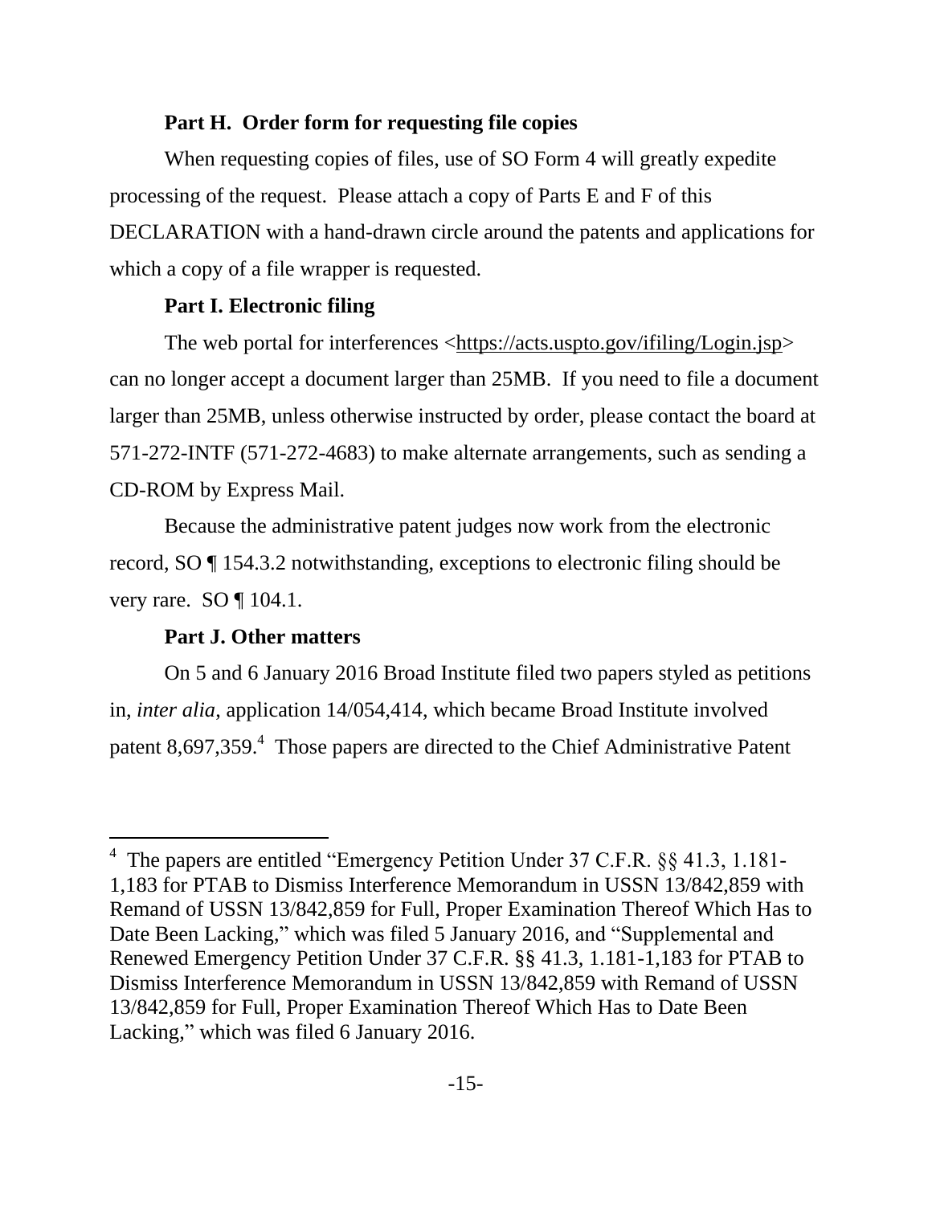**Part H. Order form for requesting file copies**

When requesting copies of files, use of SO Form 4 will greatly expedite processing of the request. Please attach a copy of Parts E and F of this DECLARATION with a hand-drawn circle around the patents and applications for which a copy of a file wrapper is requested.

**Part I. Electronic filing**

The web portal for interferences <https://acts.uspto.gov/ifiling/Login.jsp> can no longer accept a document larger than 25MB. If you need to file a document larger than 25MB, unless otherwise instructed by order, please contact the board at 571-272-INTF (571-272-4683) to make alternate arrangements, such as sending a CD-ROM by Express Mail.

Because the administrative patent judges now work from the electronic record, SO ¶ 154.3.2 notwithstanding, exceptions to electronic filing should be very rare. SO ¶ 104.1.

**Part J. Other matters**

On 5 and 6 January 2016 Broad Institute filed two papers styled as petitions in, *inter alia*, application 14/054,414, which became Broad Institute involved patent 8,697,359.[4] Those papers are directed to the Chief Administrative Patent

---

[4] The papers are entitled "Emergency Petition Under 37 C.F.R. §§ 41.3, 1.181-1,183 for PTAB to Dismiss Interference Memorandum in USSN 13/842,859 with Remand of USSN 13/842,859 for Full, Proper Examination Thereof Which Has to Date Been Lacking," which was filed 5 January 2016, and "Supplemental and Renewed Emergency Petition Under 37 C.F.R. §§ 41.3, 1.181-1,183 for PTAB to Dismiss Interference Memorandum in USSN 13/842,859 with Remand of USSN 13/842,859 for Full, Proper Examination Thereof Which Has to Date Been Lacking," which was filed 6 January 2016.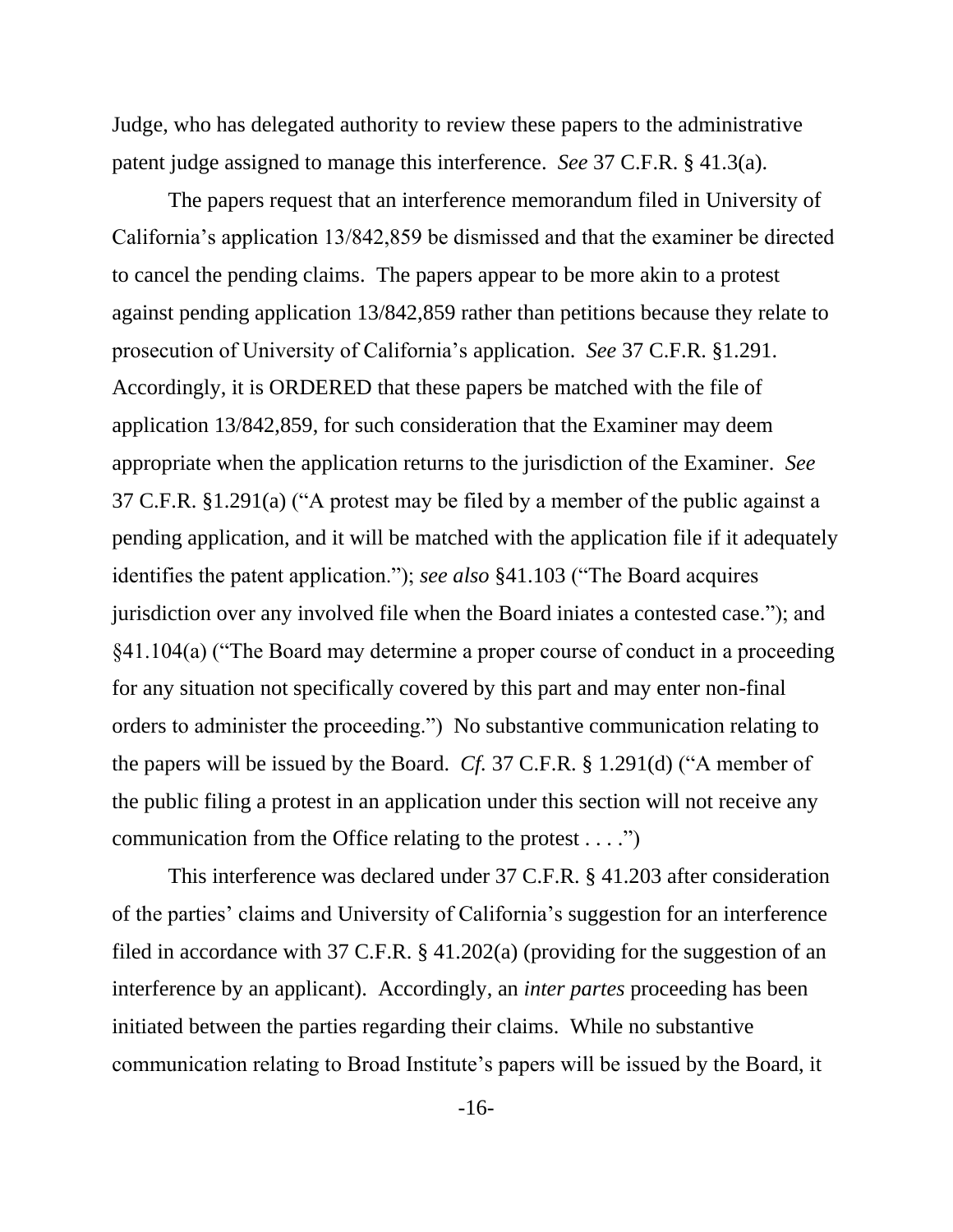Judge, who has delegated authority to review these papers to the administrative patent judge assigned to manage this interference. *See* 37 C.F.R. § 41.3(a).

The papers request that an interference memorandum filed in University of California's application 13/842,859 be dismissed and that the examiner be directed to cancel the pending claims. The papers appear to be more akin to a protest against pending application 13/842,859 rather than petitions because they relate to prosecution of University of California's application. *See* 37 C.F.R. §1.291. Accordingly, it is ORDERED that these papers be matched with the file of application 13/842,859, for such consideration that the Examiner may deem appropriate when the application returns to the jurisdiction of the Examiner. *See* 37 C.F.R. §1.291(a) ("A protest may be filed by a member of the public against a pending application, and it will be matched with the application file if it adequately identifies the patent application."); *see also* §41.103 ("The Board acquires jurisdiction over any involved file when the Board iniates a contested case."); and §41.104(a) ("The Board may determine a proper course of conduct in a proceeding for any situation not specifically covered by this part and may enter non-final orders to administer the proceeding.") No substantive communication relating to the papers will be issued by the Board. *Cf.* 37 C.F.R. § 1.291(d) ("A member of the public filing a protest in an application under this section will not receive any communication from the Office relating to the protest . . . .")

This interference was declared under 37 C.F.R. § 41.203 after consideration of the parties' claims and University of California's suggestion for an interference filed in accordance with 37 C.F.R. § 41.202(a) (providing for the suggestion of an interference by an applicant). Accordingly, an *inter partes* proceeding has been initiated between the parties regarding their claims. While no substantive communication relating to Broad Institute's papers will be issued by the Board, it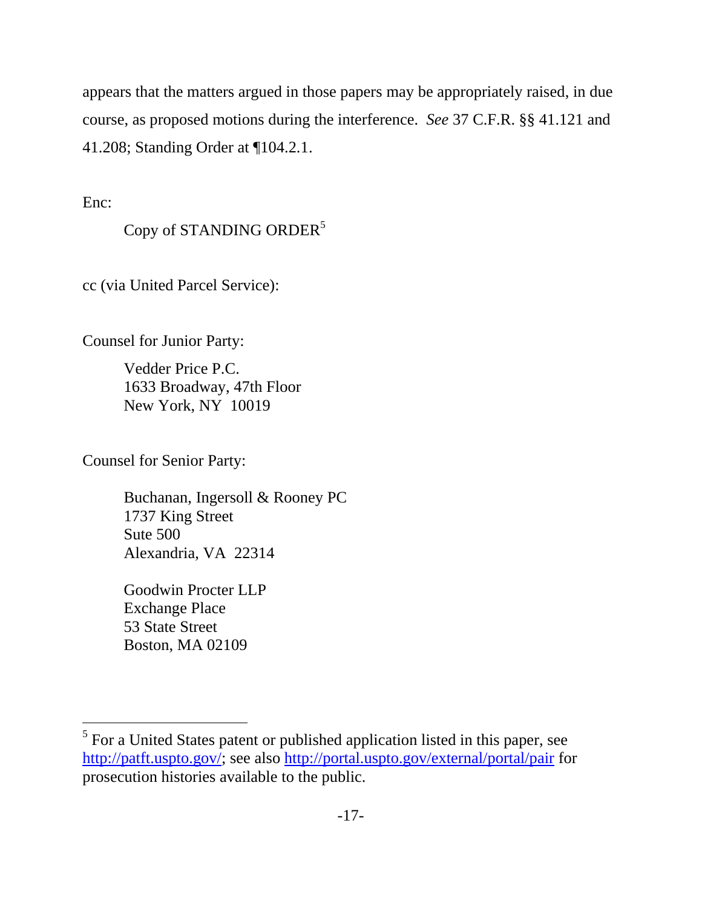appears that the matters argued in those papers may be appropriately raised, in due course, as proposed motions during the interference. *See* 37 C.F.R. §§ 41.121 and 41.208; Standing Order at ¶104.2.1.

Enc:

Copy of STANDING ORDER[5]

cc (via United Parcel Service):

Counsel for Junior Party:

Vedder Price P.C.
1633 Broadway, 47th Floor
New York, NY 10019

Counsel for Senior Party:

Buchanan, Ingersoll & Rooney PC
1737 King Street
Sute 500
Alexandria, VA 22314

Goodwin Procter LLP
Exchange Place
53 State Street
Boston, MA 02109

---

[5] For a United States patent or published application listed in this paper, see http://patft.uspto.gov/; see also http://portal.uspto.gov/external/portal/pair for prosecution histories available to the public.